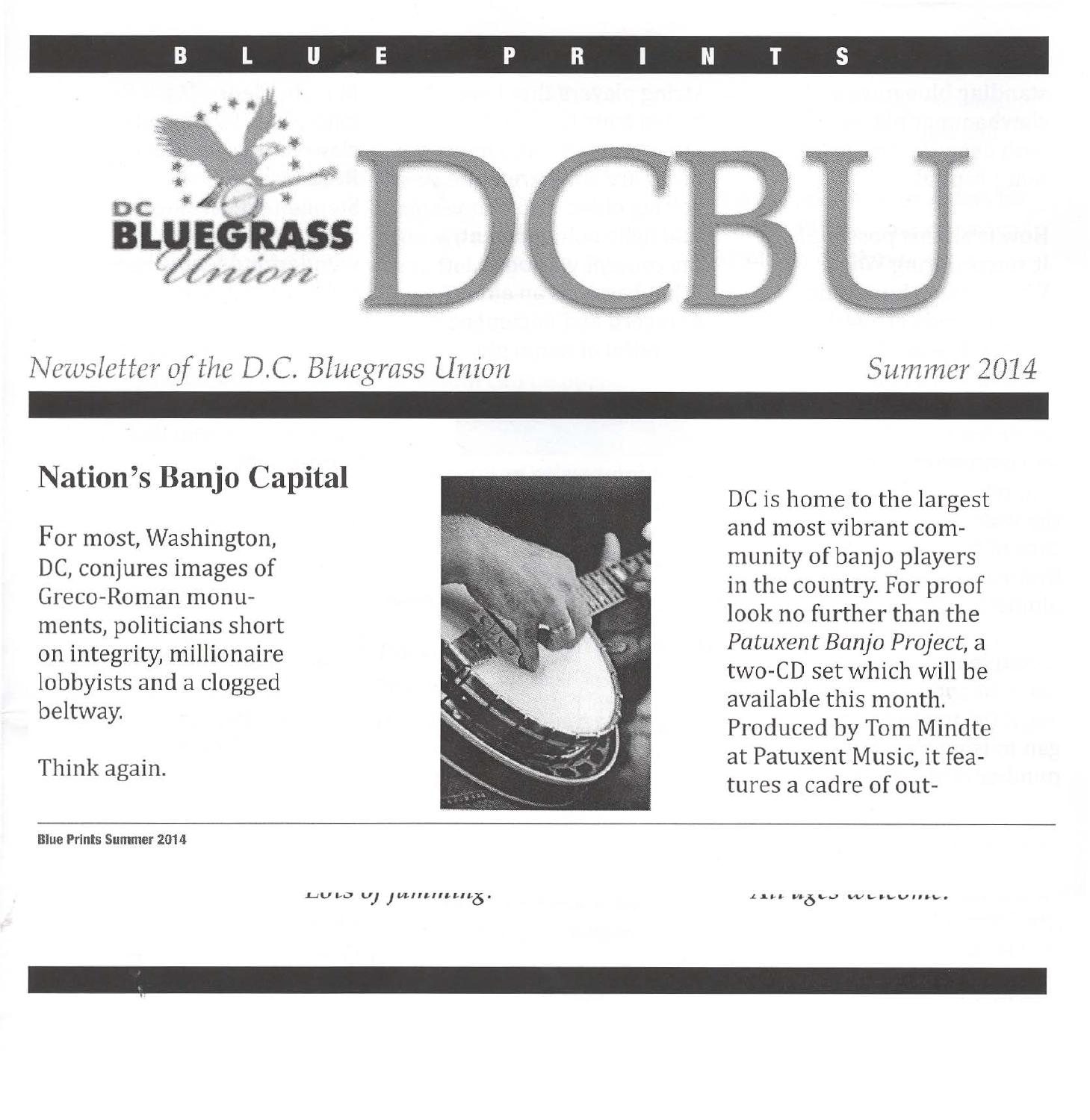# BLUE PRINTS

## DC Bluegrass Union — DCBU

*Newsletter of the D.C. Bluegrass Union*

*Summer 2014*

## Nation's Banjo Capital

For most, Washington, DC, conjures images of Greco-Roman monuments, politicians short on integrity, millionaire lobbyists and a clogged beltway.

Think again.

DC is home to the largest and most vibrant community of banjo players in the country. For proof look no further than the *Patuxent Banjo Project*, a two-CD set which will be available this month. Produced by Tom Mindte at Patuxent Music, it features a cadre of out-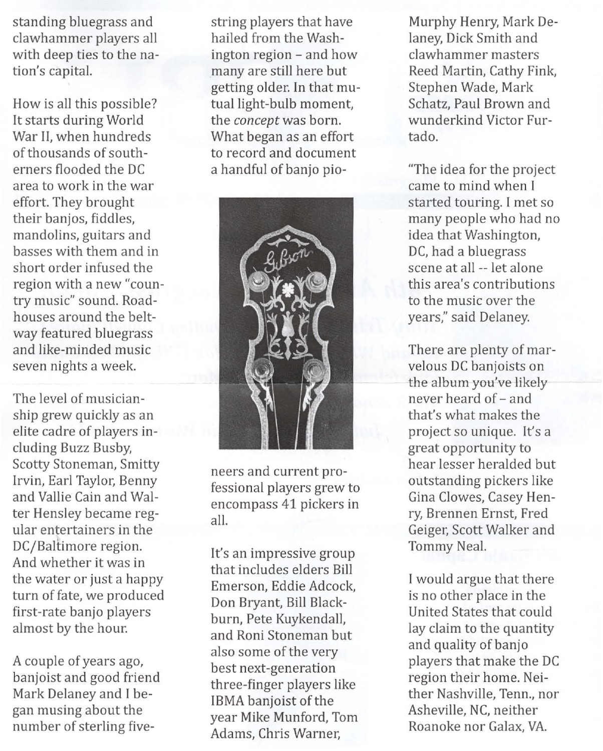standing bluegrass and clawhammer players all with deep ties to the nation's capital.

How is all this possible? It starts during World War II, when hundreds of thousands of southerners flooded the DC area to work in the war effort. They brought their banjos, fiddles, mandolins, guitars and basses with them and in short order infused the region with a new "country music" sound. Roadhouses around the beltway featured bluegrass and like-minded music seven nights a week.

The level of musicianship grew quickly as an elite cadre of players including Buzz Busby, Scotty Stoneman, Smitty Irvin, Earl Taylor, Benny and Vallie Cain and Walter Hensley became regular entertainers in the DC/Baltimore region. And whether it was in the water or just a happy turn of fate, we produced first-rate banjo players almost by the hour.

A couple of years ago, banjoist and good friend Mark Delaney and I began musing about the number of sterling five-string players that have hailed from the Washington region – and how many are still here but getting older. In that mutual light-bulb moment, the *concept* was born. What began as an effort to record and document a handful of banjo pioneers and current professional players grew to encompass 41 pickers in all.

It's an impressive group that includes elders Bill Emerson, Eddie Adcock, Don Bryant, Bill Blackburn, Pete Kuykendall, and Roni Stoneman but also some of the very best next-generation three-finger players like IBMA banjoist of the year Mike Munford, Tom Adams, Chris Warner, Murphy Henry, Mark Delaney, Dick Smith and clawhammer masters Reed Martin, Cathy Fink, Stephen Wade, Mark Schatz, Paul Brown and wunderkind Victor Furtado.

"The idea for the project came to mind when I started touring. I met so many people who had no idea that Washington, DC, had a bluegrass scene at all -- let alone this area's contributions to the music over the years," said Delaney.

There are plenty of marvelous DC banjoists on the album you've likely never heard of – and that's what makes the project so unique. It's a great opportunity to hear lesser heralded but outstanding pickers like Gina Clowes, Casey Henry, Brennen Ernst, Fred Geiger, Scott Walker and Tommy Neal.

I would argue that there is no other place in the United States that could lay claim to the quantity and quality of banjo players that make the DC region their home. Neither Nashville, Tenn., nor Asheville, NC, neither Roanoke nor Galax, VA.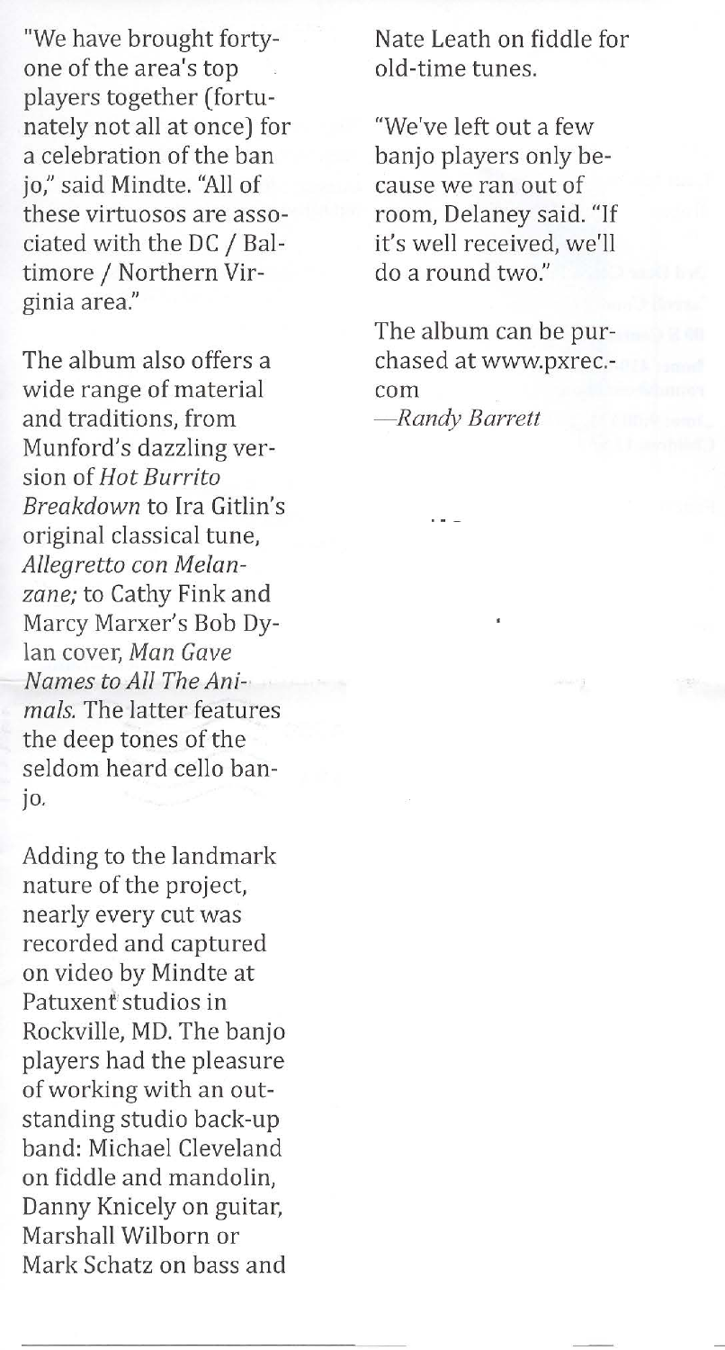"We have brought forty-one of the area's top players together (fortunately not all at once) for a celebration of the banjo," said Mindte. "All of these virtuosos are associated with the DC / Baltimore / Northern Virginia area."

The album also offers a wide range of material and traditions, from Munford's dazzling version of *Hot Burrito Breakdown* to Ira Gitlin's original classical tune, *Allegretto con Melanzane;* to Cathy Fink and Marcy Marxer's Bob Dylan cover, *Man Gave Names to All The Animals.* The latter features the deep tones of the seldom heard cello banjo.

Adding to the landmark nature of the project, nearly every cut was recorded and captured on video by Mindte at Patuxent studios in Rockville, MD. The banjo players had the pleasure of working with an outstanding studio back-up band: Michael Cleveland on fiddle and mandolin, Danny Knicely on guitar, Marshall Wilborn or Mark Schatz on bass and Nate Leath on fiddle for old-time tunes.

"We've left out a few banjo players only because we ran out of room, Delaney said. "If it's well received, we'll do a round two."

The album can be purchased at www.pxrec.com

*—Randy Barrett*